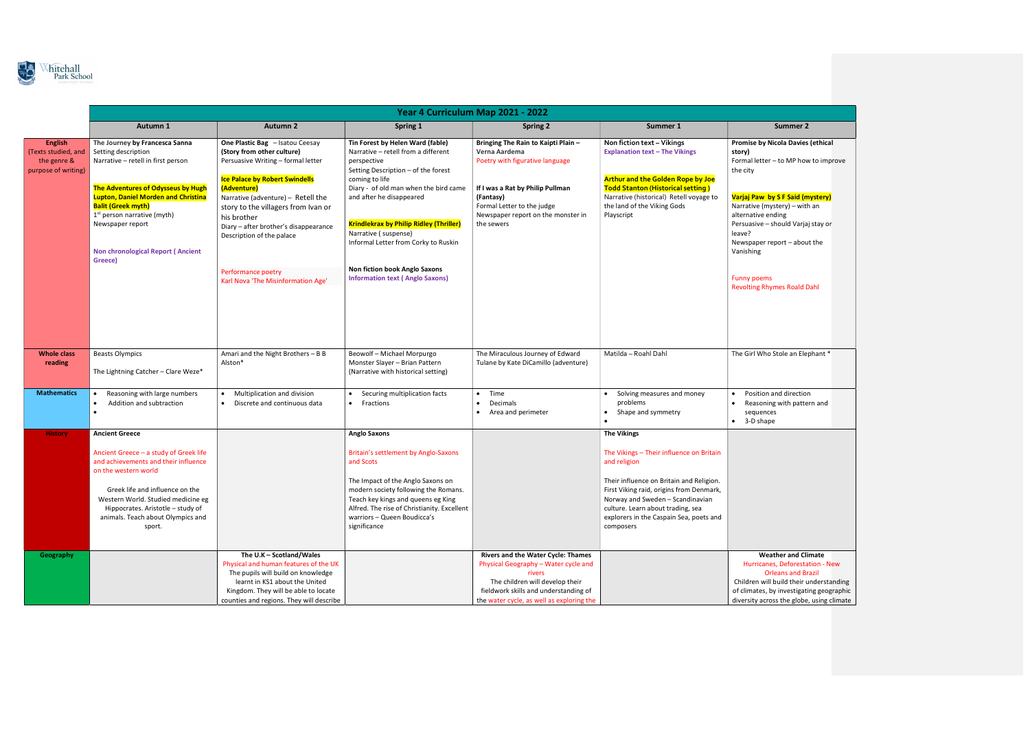Whitehall Park School

# Year 4 Curriculum Map 2021 - 2022

| | Autumn 1 | Autumn 2 | Spring 1 | Spring 2 | Summer 1 | Summer 2 |
|---|---|---|---|---|---|---|
| **English** (Texts studied, and the genre & purpose of writing) | The Journey **by Francesca Sanna**<br>Setting description<br>Narrative – retell in first person<br><br>**The Adventures of Odysseus by Hugh Lupton, Daniel Morden and Christina Balit (Greek myth)**<br>1st person narrative (myth)<br>Newspaper report<br><br>**Non chronological Report ( Ancient Greece)** | **One Plastic Bag** – Isatou Ceesay<br>**(Story from other culture)**<br>Persuasive Writing – formal letter<br><br>**Ice Palace by Robert Swindells (Adventure)**<br>Narrative (adventure) – Retell the story to the villagers from Ivan or his brother<br>Diary – after brother's disappearance<br>Description of the palace<br><br>Performance poetry<br>Karl Nova 'The Misinformation Age' | **Tin Forest by Helen Ward (fable)**<br>Narrative – retell from a different perspective<br>Setting Description – of the forest coming to life<br>Diary - of old man when the bird came and after he disappeared<br><br>**Krindlekrax by Philip Ridley (Thriller)**<br>Narrative ( suspense)<br>Informal Letter from Corky to Ruskin<br><br>**Non fiction book Anglo Saxons**<br>**Information text ( Anglo Saxons)** | **Bringing The Rain to Kaipti Plain –** Verna Aardema<br>Poetry with figurative language<br><br>**If I was a Rat by Philip Pullman (Fantasy)**<br>Formal Letter to the judge<br>Newspaper report on the monster in the sewers | **Non fiction text – Vikings**<br>**Explanation text – The Vikings**<br><br>**Arthur and the Golden Rope by Joe Todd Stanton (Historical setting )**<br>Narrative (historical) Retell voyage to the land of the Viking Gods<br>Playscript | **Promise by Nicola Davies (ethical story)**<br>Formal letter – to MP how to improve the city<br><br>**Varjaj Paw by S F Said (mystery)**<br>Narrative (mystery) – with an alternative ending<br>Persuasive – should Varjaj stay or leave?<br>Newspaper report – about the Vanishing<br><br>Funny poems<br>Revolting Rhymes Roald Dahl |
| **Whole class reading** | Beasts Olympics<br><br>The Lightning Catcher – Clare Weze* | Amari and the Night Brothers – B B Alston* | Beowulf – Michael Morpurgo<br>Monster Slayer – Brian Pattern<br>(Narrative with historical setting) | The Miraculous Journey of Edward Tulane by Kate DiCamillo (adventure) | Matilda – Roahl Dahl | The Girl Who Stole an Elephant * |
| **Mathematics** | • Reasoning with large numbers<br>• Addition and subtraction<br>• | • Multiplication and division<br>• Discrete and continuous data | • Securing multiplication facts<br>• Fractions | • Time<br>• Decimals<br>• Area and perimeter | • Solving measures and money problems<br>• Shape and symmetry<br>• | • Position and direction<br>• Reasoning with pattern and sequences<br>• 3-D shape |
| **History** | **Ancient Greece**<br><br>Ancient Greece – a study of Greek life and achievements and their influence on the western world<br><br>Greek life and influence on the Western World. Studied medicine eg Hippocrates. Aristotle – study of animals. Teach about Olympics and sport. | | **Anglo Saxons**<br><br>Britain's settlement by Anglo-Saxons and Scots<br><br>The Impact of the Anglo Saxons on modern society following the Romans. Teach key kings and queens eg King Alfred. The rise of Christianity. Excellent warriors – Queen Boudicca's significance | | **The Vikings**<br><br>The Vikings – Their influence on Britain and religion<br><br>Their influence on Britain and Religion. First Viking raid, origins from Denmark, Norway and Sweden – Scandinavian culture. Learn about trading, sea explorers in the Caspain Sea, poets and composers | |
| **Geography** | | **The U.K – Scotland/Wales**<br>Physical and human features of the UK<br>The pupils will build on knowledge learnt in KS1 about the United Kingdom. They will be able to locate counties and regions. They will describe | | **Rivers and the Water Cycle: Thames**<br>Physical Geography – Water cycle and rivers<br>The children will develop their fieldwork skills and understanding of the water cycle, as well as exploring the | | **Weather and Climate**<br>Hurricanes, Deforestation - New Orleans and Brazil<br>Children will build their understanding of climates, by investigating geographic diversity across the globe, using climate |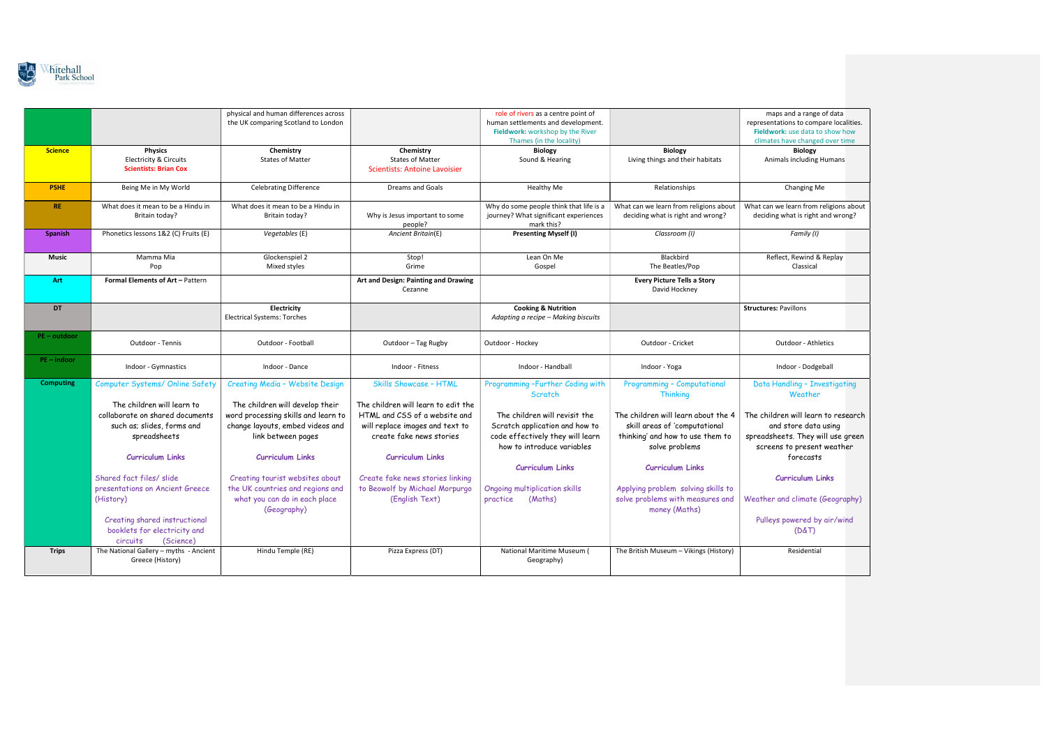| | | | | | | |
|---|---|---|---|---|---|---|
| | | physical and human differences across the UK comparing Scotland to London | | role of rivers as a centre point of human settlements and development. **Fieldwork:** workshop by the River Thames (in the locality) | | maps and a range of data representations to compare localities. **Fieldwork:** use data to show how climates have changed over time |
| **Science** | **Physics** Electricity & Circuits **Scientists: Brian Cox** | **Chemistry** States of Matter | **Chemistry** States of Matter Scientists: Antoine Lavoisier | **Biology** Sound & Hearing | **Biology** Living things and their habitats | **Biology** Animals including Humans |
| **PSHE** | Being Me in My World | Celebrating Difference | Dreams and Goals | Healthy Me | Relationships | Changing Me |
| **RE** | What does it mean to be a Hindu in Britain today? | What does it mean to be a Hindu in Britain today? | Why is Jesus important to some people? | Why do some people think that life is a journey? What significant experiences mark this? | What can we learn from religions about deciding what is right and wrong? | What can we learn from religions about deciding what is right and wrong? |
| **Spanish** | Phonetics lessons 1&2 (C) Fruits (E) | *Vegetables* (E) | *Ancient Britain*(E) | **Presenting Myself (I)** | *Classroom (I)* | *Family (I)* |
| **Music** | Mamma Mia Pop | Glockenspiel 2 Mixed styles | Stop! Grime | Lean On Me Gospel | Blackbird The Beatles/Pop | Reflect, Rewind & Replay Classical |
| **Art** | **Formal Elements of Art** – Pattern | | **Art and Design: Painting and Drawing** Cezanne | | **Every Picture Tells a Story** David Hockney | |
| **DT** | | **Electricity** Electrical Systems: Torches | | **Cooking & Nutrition** *Adapting a recipe – Making biscuits* | | **Structures:** Pavillons |
| **PE – outdoor** | Outdoor - Tennis | Outdoor - Football | Outdoor – Tag Rugby | Outdoor - Hockey | Outdoor - Cricket | Outdoor - Athletics |
| **PE – indoor** | Indoor - Gymnastics | Indoor - Dance | Indoor - Fitness | Indoor - Handball | Indoor - Yoga | Indoor - Dodgeball |
| **Computing** | Computer Systems/ Online Safety<br><br>The children will learn to collaborate on shared documents such as; slides, forms and spreadsheets<br><br>Curriculum Links<br><br>Shared fact files/ slide presentations on Ancient Greece (History)<br><br>Creating shared instructional booklets for electricity and circuits (Science) | Creating Media – Website Design<br><br>The children will develop their word processing skills and learn to change layouts, embed videos and link between pages<br><br>Curriculum Links<br><br>Creating tourist websites about the UK countries and regions and what you can do in each place (Geography) | Skills Showcase – HTML<br><br>The children will learn to edit the HTML and CSS of a website and will replace images and text to create fake news stories<br><br>Curriculum Links<br><br>Create fake news stories linking to Beowolf by Michael Morpurgo (English Text) | Programming –Further Coding with Scratch<br><br>The children will revisit the Scratch application and how to code effectively they will learn how to introduce variables<br><br>Curriculum Links<br><br>Ongoing multiplication skills practice (Maths) | Programming – Computational Thinking<br><br>The children will learn about the 4 skill areas of 'computational thinking' and how to use them to solve problems<br><br>Curriculum Links<br><br>Applying problem solving skills to solve problems with measures and money (Maths) | Data Handling – Investigating Weather<br><br>The children will learn to research and store data using spreadsheets. They will use green screens to present weather forecasts<br><br>Curriculum Links<br><br>Weather and climate (Geography)<br><br>Pulleys powered by air/wind (D&T) |
| **Trips** | The National Gallery – myths - Ancient Greece (History) | Hindu Temple (RE) | Pizza Express (DT) | National Maritime Museum ( Geography) | The British Museum – Vikings (History) | Residential |